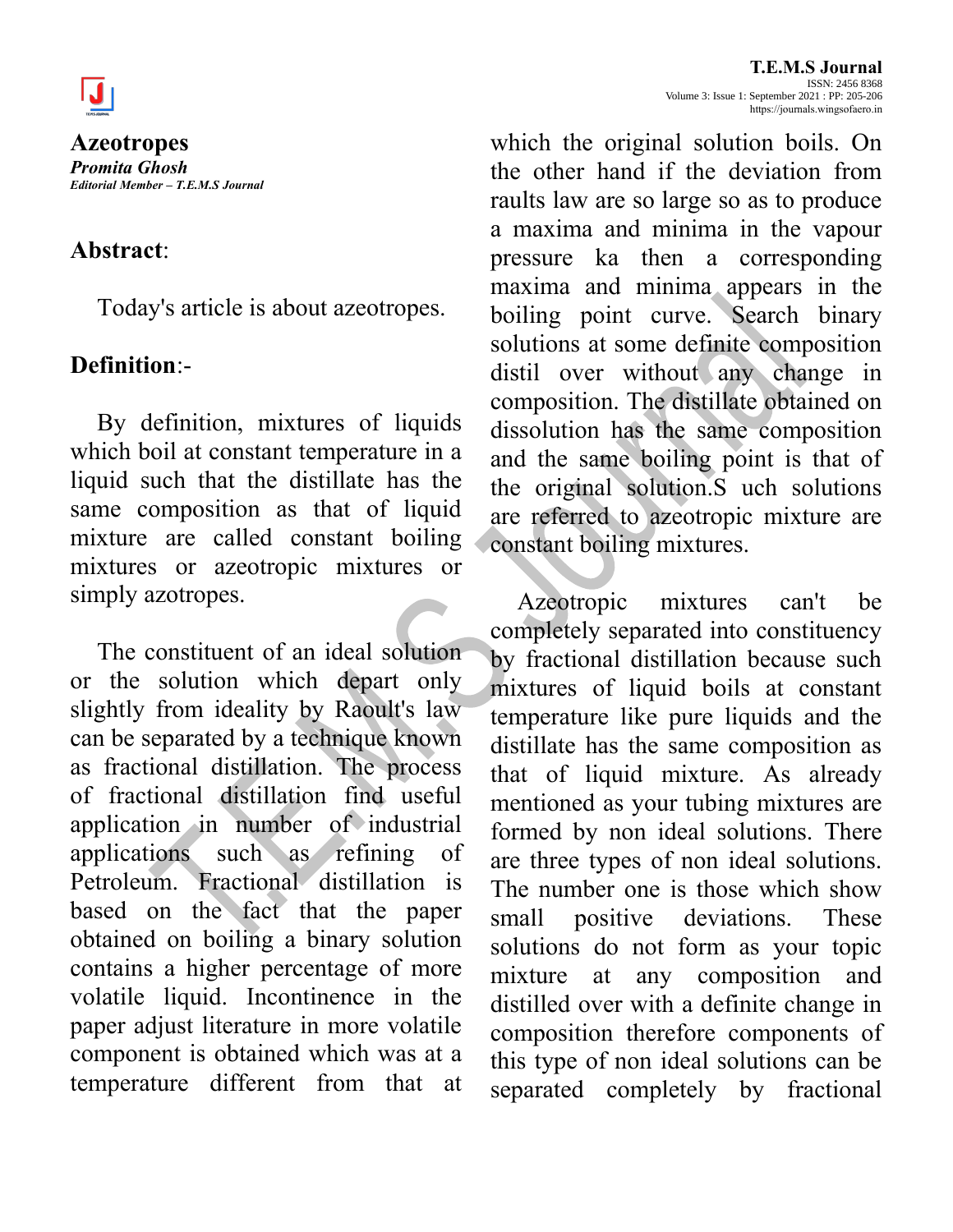# Azeotropes

***Promita Ghosh***

***Editorial Member – T.E.M.S Journal***

## Abstract:

Today's article is about azeotropes.

## Definition:-

By definition, mixtures of liquids which boil at constant temperature in a liquid such that the distillate has the same composition as that of liquid mixture are called constant boiling mixtures or azeotropic mixtures or simply azotropes.

The constituent of an ideal solution or the solution which depart only slightly from ideality by Raoult's law can be separated by a technique known as fractional distillation. The process of fractional distillation find useful application in number of industrial applications such as refining of Petroleum. Fractional distillation is based on the fact that the paper obtained on boiling a binary solution contains a higher percentage of more volatile liquid. Incontinence in the paper adjust literature in more volatile component is obtained which was at a temperature different from that at which the original solution boils. On the other hand if the deviation from raults law are so large so as to produce a maxima and minima in the vapour pressure ka then a corresponding maxima and minima appears in the boiling point curve. Search binary solutions at some definite composition distil over without any change in composition. The distillate obtained on dissolution has the same composition and the same boiling point is that of the original solution.S uch solutions are referred to azeotropic mixture are constant boiling mixtures.

Azeotropic mixtures can't be completely separated into constituency by fractional distillation because such mixtures of liquid boils at constant temperature like pure liquids and the distillate has the same composition as that of liquid mixture. As already mentioned as your tubing mixtures are formed by non ideal solutions. There are three types of non ideal solutions. The number one is those which show small positive deviations. These solutions do not form as your topic mixture at any composition and distilled over with a definite change in composition therefore components of this type of non ideal solutions can be separated completely by fractional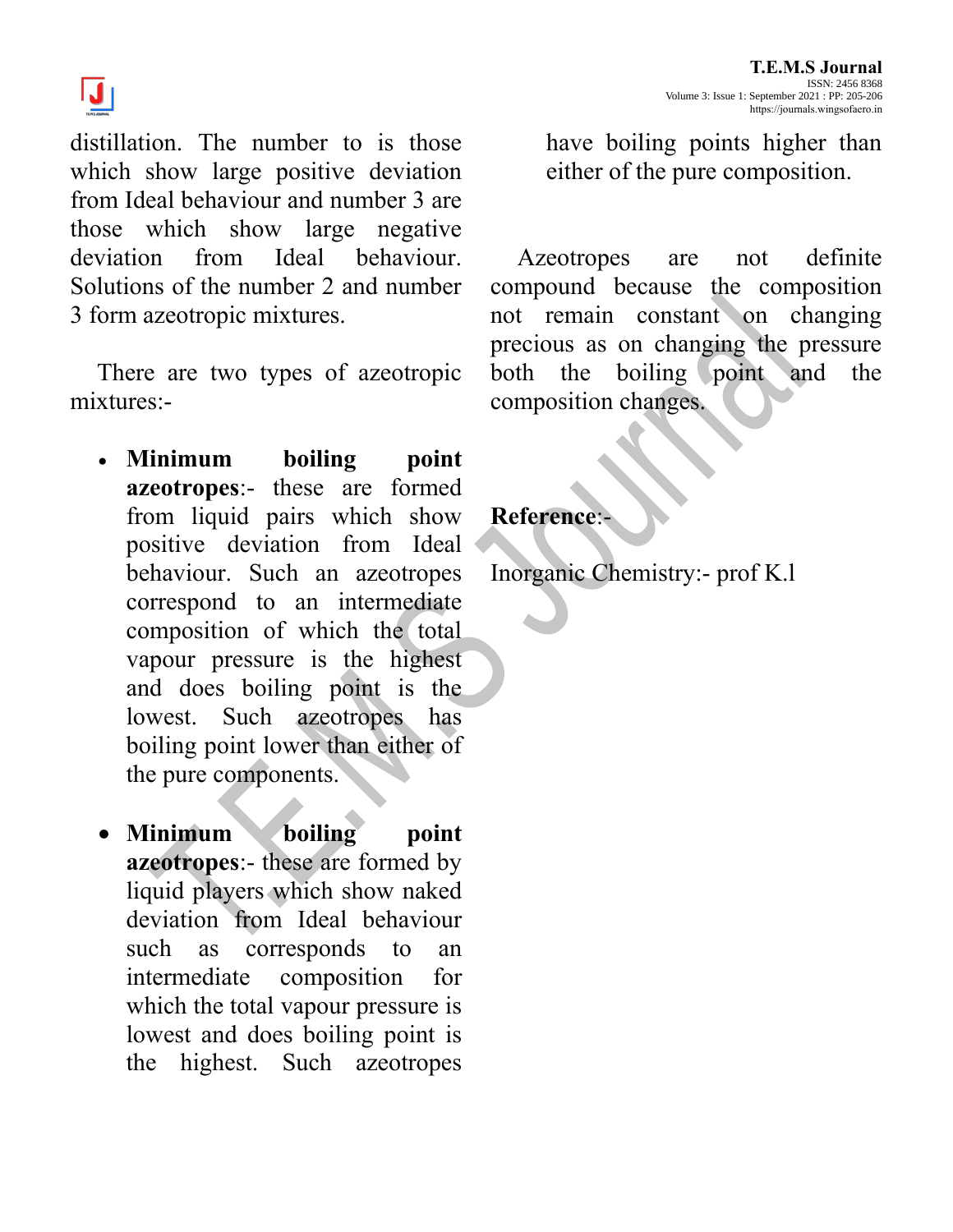distillation. The number to is those which show large positive deviation from Ideal behaviour and number 3 are those which show large negative deviation from Ideal behaviour. Solutions of the number 2 and number 3 form azeotropic mixtures.

There are two types of azeotropic mixtures:-

- **Minimum boiling point azeotropes**:- these are formed from liquid pairs which show positive deviation from Ideal behaviour. Such an azeotropes correspond to an intermediate composition of which the total vapour pressure is the highest and does boiling point is the lowest. Such azeotropes has boiling point lower than either of the pure components.

- **Minimum boiling point azeotropes**:- these are formed by liquid players which show naked deviation from Ideal behaviour such as corresponds to an intermediate composition for which the total vapour pressure is lowest and does boiling point is the highest. Such azeotropes have boiling points higher than either of the pure composition.

Azeotropes are not definite compound because the composition not remain constant on changing precious as on changing the pressure both the boiling point and the composition changes.

**Reference**:-

Inorganic Chemistry:- prof K.l